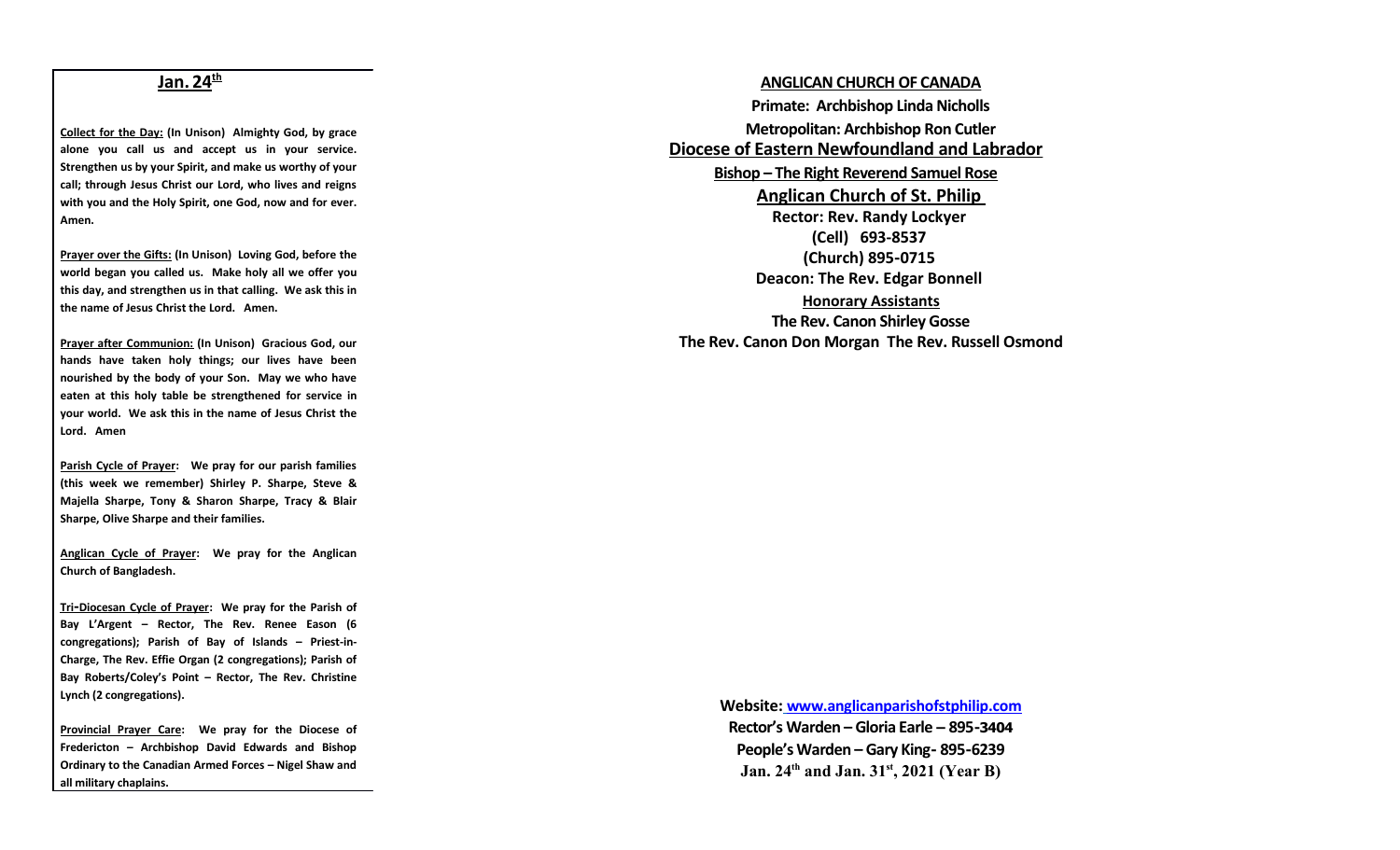## Jan. 24th

**Collect for the Day:** **(In Unison) Almighty God, by grace alone you call us and accept us in your service. Strengthen us by your Spirit, and make us worthy of your call; through Jesus Christ our Lord, who lives and reigns with you and the Holy Spirit, one God, now and for ever. Amen.**

**Prayer over the Gifts:** **(In Unison) Loving God, before the world began you called us. Make holy all we offer you this day, and strengthen us in that calling. We ask this in the name of Jesus Christ the Lord. Amen.**

**Prayer after Communion:** **(In Unison) Gracious God, our hands have taken holy things; our lives have been nourished by the body of your Son. May we who have eaten at this holy table be strengthened for service in your world. We ask this in the name of Jesus Christ the Lord. Amen**

**Parish Cycle of Prayer:** **We pray for our parish families (this week we remember) Shirley P. Sharpe, Steve & Majella Sharpe, Tony & Sharon Sharpe, Tracy & Blair Sharpe, Olive Sharpe and their families.**

**Anglican Cycle of Prayer:** **We pray for the Anglican Church of Bangladesh.**

**Tri-Diocesan Cycle of Prayer:** **We pray for the Parish of Bay L'Argent – Rector, The Rev. Renee Eason (6 congregations); Parish of Bay of Islands – Priest-in-Charge, The Rev. Effie Organ (2 congregations); Parish of Bay Roberts/Coley's Point – Rector, The Rev. Christine Lynch (2 congregations).**

**Provincial Prayer Care:** **We pray for the Diocese of Fredericton – Archbishop David Edwards and Bishop Ordinary to the Canadian Armed Forces – Nigel Shaw and all military chaplains.**

**ANGLICAN CHURCH OF CANADA**

**Primate: Archbishop Linda Nicholls**

**Metropolitan: Archbishop Ron Cutler**

**Diocese of Eastern Newfoundland and Labrador**

**Bishop – The Right Reverend Samuel Rose**

**Anglican Church of St. Philip**

**Rector: Rev. Randy Lockyer**

**(Cell) 693-8537**

**(Church) 895-0715**

**Deacon: The Rev. Edgar Bonnell**

**Honorary Assistants**

**The Rev. Canon Shirley Gosse**

**The Rev. Canon Don Morgan The Rev. Russell Osmond**

**Website: www.anglicanparishofstphilip.com**

**Rector's Warden – Gloria Earle – 895-3404**

**People's Warden – Gary King- 895-6239**

**Jan. 24th and Jan. 31st, 2021 (Year B)**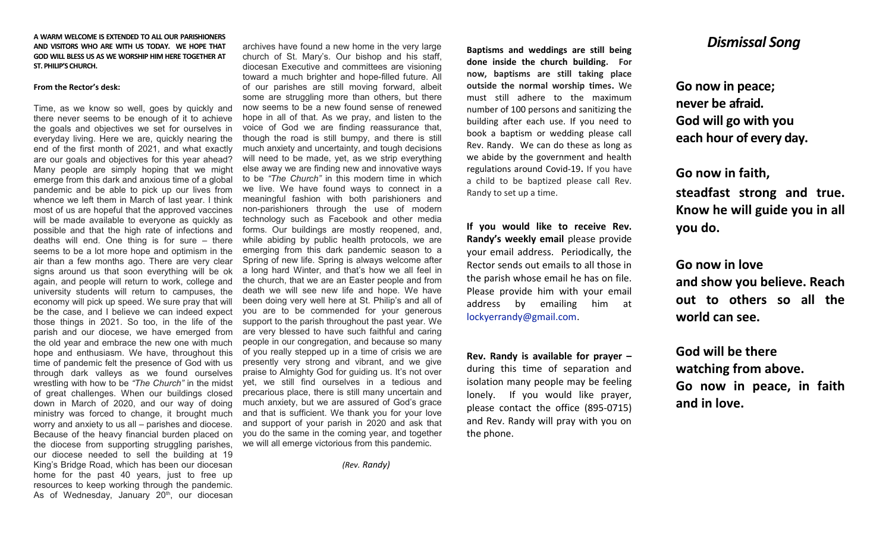**A WARM WELCOME IS EXTENDED TO ALL OUR PARISHIONERS AND VISITORS WHO ARE WITH US TODAY. WE HOPE THAT GOD WILL BLESS US AS WE WORSHIP HIM HERE TOGETHER AT ST. PHILIP'S CHURCH.**

**From the Rector's desk:**

Time, as we know so well, goes by quickly and there never seems to be enough of it to achieve the goals and objectives we set for ourselves in everyday living. Here we are, quickly nearing the end of the first month of 2021, and what exactly are our goals and objectives for this year ahead? Many people are simply hoping that we might emerge from this dark and anxious time of a global pandemic and be able to pick up our lives from whence we left them in March of last year. I think most of us are hopeful that the approved vaccines will be made available to everyone as quickly as possible and that the high rate of infections and deaths will end. One thing is for sure – there seems to be a lot more hope and optimism in the air than a few months ago. There are very clear signs around us that soon everything will be ok again, and people will return to work, college and university students will return to campuses, the economy will pick up speed. We sure pray that will be the case, and I believe we can indeed expect those things in 2021. So too, in the life of the parish and our diocese, we have emerged from the old year and embrace the new one with much hope and enthusiasm. We have, throughout this time of pandemic felt the presence of God with us through dark valleys as we found ourselves wrestling with how to be *"The Church"* in the midst of great challenges. When our buildings closed down in March of 2020, and our way of doing ministry was forced to change, it brought much worry and anxiety to us all – parishes and diocese. Because of the heavy financial burden placed on the diocese from supporting struggling parishes, our diocese needed to sell the building at 19 King's Bridge Road, which has been our diocesan home for the past 40 years, just to free up resources to keep working through the pandemic. As of Wednesday, January 20th, our diocesan archives have found a new home in the very large church of St. Mary's. Our bishop and his staff, diocesan Executive and committees are visioning toward a much brighter and hope-filled future. All of our parishes are still moving forward, albeit some are struggling more than others, but there now seems to be a new found sense of renewed hope in all of that. As we pray, and listen to the voice of God we are finding reassurance that, though the road is still bumpy, and there is still much anxiety and uncertainty, and tough decisions will need to be made, yet, as we strip everything else away we are finding new and innovative ways to be *"The Church"* in this modern time in which we live. We have found ways to connect in a meaningful fashion with both parishioners and non-parishioners through the use of modern technology such as Facebook and other media forms. Our buildings are mostly reopened, and, while abiding by public health protocols, we are emerging from this dark pandemic season to a Spring of new life. Spring is always welcome after a long hard Winter, and that's how we all feel in the church, that we are an Easter people and from death we will see new life and hope. We have been doing very well here at St. Philip's and all of you are to be commended for your generous support to the parish throughout the past year. We are very blessed to have such faithful and caring people in our congregation, and because so many of you really stepped up in a time of crisis we are presently very strong and vibrant, and we give praise to Almighty God for guiding us. It's not over yet, we still find ourselves in a tedious and precarious place, there is still many uncertain and much anxiety, but we are assured of God's grace and that is sufficient. We thank you for your love and support of your parish in 2020 and ask that you do the same in the coming year, and together we will all emerge victorious from this pandemic.

*(Rev. Randy)*

**Baptisms and weddings are still being done inside the church building. For now, baptisms are still taking place outside the normal worship times.** We must still adhere to the maximum number of 100 persons and sanitizing the building after each use. If you need to book a baptism or wedding please call Rev. Randy. We can do these as long as we abide by the government and health regulations around Covid-19. If you have a child to be baptized please call Rev. Randy to set up a time.

**If you would like to receive Rev. Randy's weekly email** please provide your email address. Periodically, the Rector sends out emails to all those in the parish whose email he has on file. Please provide him with your email address by emailing him at lockyerrandy@gmail.com.

**Rev. Randy is available for prayer –** during this time of separation and isolation many people may be feeling lonely. If you would like prayer, please contact the office (895-0715) and Rev. Randy will pray with you on the phone.

## *Dismissal Song*

**Go now in peace;**
**never be afraid.**
**God will go with you**
**each hour of every day.**

**Go now in faith,**
**steadfast strong and true. Know he will guide you in all you do.**

**Go now in love**
**and show you believe. Reach out to others so all the world can see.**

**God will be there**
**watching from above.**
**Go now in peace, in faith and in love.**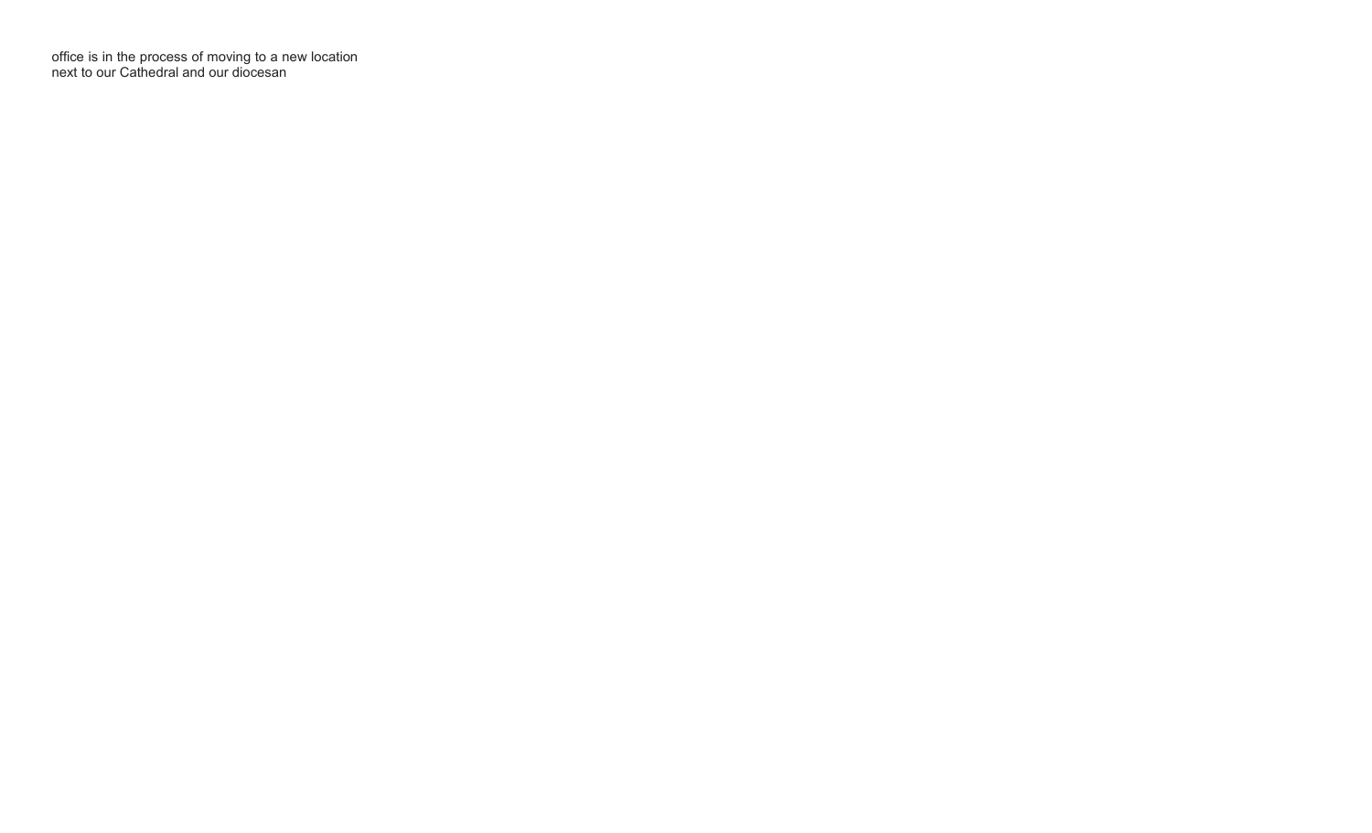office is in the process of moving to a new location
next to our Cathedral and our diocesan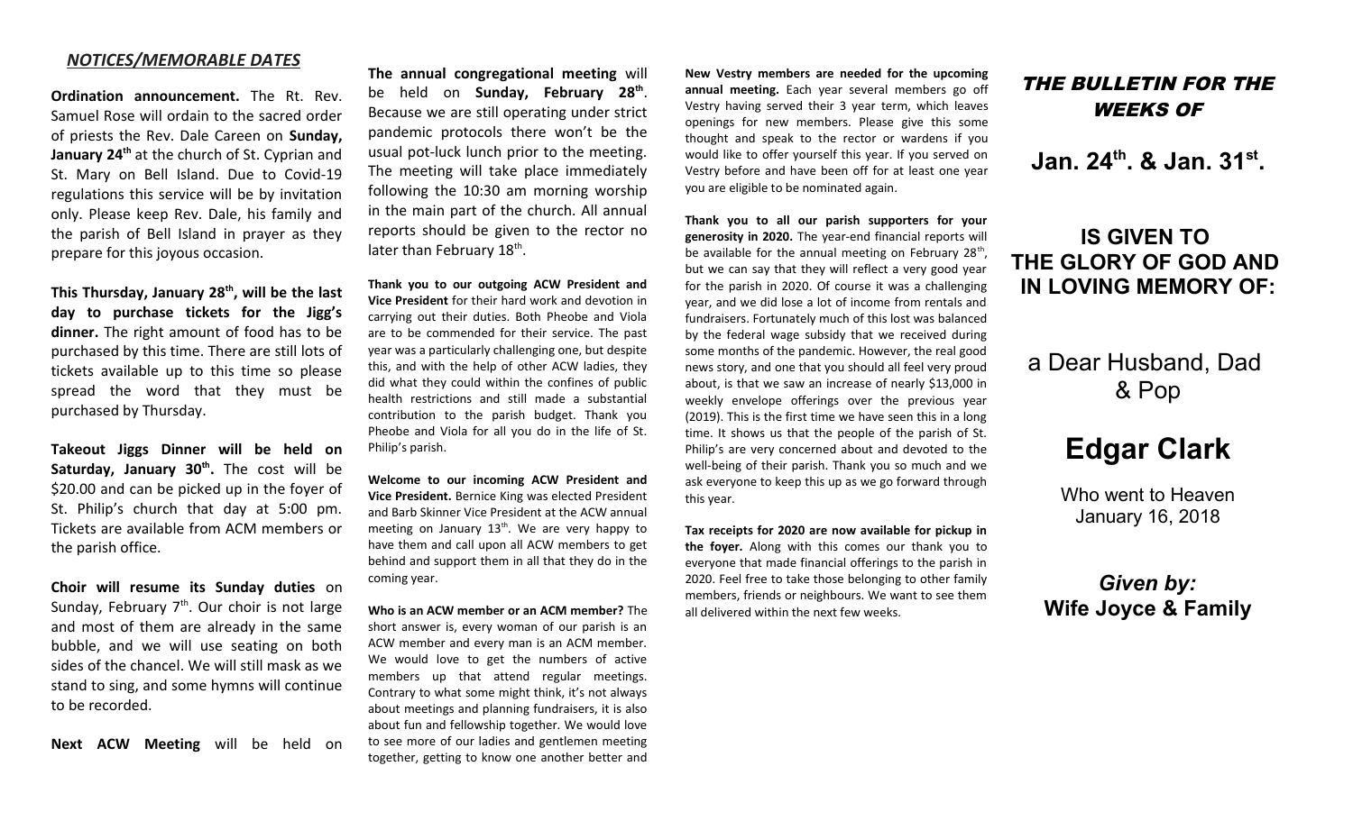## ***NOTICES/MEMORABLE DATES***

**Ordination announcement.** The Rt. Rev. Samuel Rose will ordain to the sacred order of priests the Rev. Dale Careen on **Sunday, January 24th** at the church of St. Cyprian and St. Mary on Bell Island. Due to Covid-19 regulations this service will be by invitation only. Please keep Rev. Dale, his family and the parish of Bell Island in prayer as they prepare for this joyous occasion.

**This Thursday, January 28th, will be the last day to purchase tickets for the Jigg's dinner.** The right amount of food has to be purchased by this time. There are still lots of tickets available up to this time so please spread the word that they must be purchased by Thursday.

**Takeout Jiggs Dinner will be held on Saturday, January 30th.** The cost will be $20.00 and can be picked up in the foyer of St. Philip's church that day at 5:00 pm. Tickets are available from ACM members or the parish office.

**Choir will resume its Sunday duties** on Sunday, February 7th. Our choir is not large and most of them are already in the same bubble, and we will use seating on both sides of the chancel. We will still mask as we stand to sing, and some hymns will continue to be recorded.

**Next ACW Meeting** will be held on

**The annual congregational meeting** will be held on **Sunday, February 28th**. Because we are still operating under strict pandemic protocols there won't be the usual pot-luck lunch prior to the meeting. The meeting will take place immediately following the 10:30 am morning worship in the main part of the church. All annual reports should be given to the rector no later than February 18th.

**Thank you to our outgoing ACW President and Vice President** for their hard work and devotion in carrying out their duties. Both Pheobe and Viola are to be commended for their service. The past year was a particularly challenging one, but despite this, and with the help of other ACW ladies, they did what they could within the confines of public health restrictions and still made a substantial contribution to the parish budget. Thank you Pheobe and Viola for all you do in the life of St. Philip's parish.

**Welcome to our incoming ACW President and Vice President.** Bernice King was elected President and Barb Skinner Vice President at the ACW annual meeting on January 13th. We are very happy to have them and call upon all ACW members to get behind and support them in all that they do in the coming year.

**Who is an ACW member or an ACM member?** The short answer is, every woman of our parish is an ACW member and every man is an ACM member. We would love to get the numbers of active members up that attend regular meetings. Contrary to what some might think, it's not always about meetings and planning fundraisers, it is also about fun and fellowship together. We would love to see more of our ladies and gentlemen meeting together, getting to know one another better and

**New Vestry members are needed for the upcoming annual meeting.** Each year several members go off Vestry having served their 3 year term, which leaves openings for new members. Please give this some thought and speak to the rector or wardens if you would like to offer yourself this year. If you served on Vestry before and have been off for at least one year you are eligible to be nominated again.

**Thank you to all our parish supporters for your generosity in 2020.** The year-end financial reports will be available for the annual meeting on February 28th, but we can say that they will reflect a very good year for the parish in 2020. Of course it was a challenging year, and we did lose a lot of income from rentals and fundraisers. Fortunately much of this lost was balanced by the federal wage subsidy that we received during some months of the pandemic. However, the real good news story, and one that you should all feel very proud about, is that we saw an increase of nearly $13,000 in weekly envelope offerings over the previous year (2019). This is the first time we have seen this in a long time. It shows us that the people of the parish of St. Philip's are very concerned about and devoted to the well-being of their parish. Thank you so much and we ask everyone to keep this up as we go forward through this year.

**Tax receipts for 2020 are now available for pickup in the foyer.** Along with this comes our thank you to everyone that made financial offerings to the parish in 2020. Feel free to take those belonging to other family members, friends or neighbours. We want to see them all delivered within the next few weeks.

### ***THE BULLETIN FOR THE WEEKS OF***

**Jan. 24th. & Jan. 31st.**

**IS GIVEN TO THE GLORY OF GOD AND IN LOVING MEMORY OF:**

a Dear Husband, Dad & Pop

# Edgar Clark

Who went to Heaven
January 16, 2018

***Given by:***
**Wife Joyce & Family**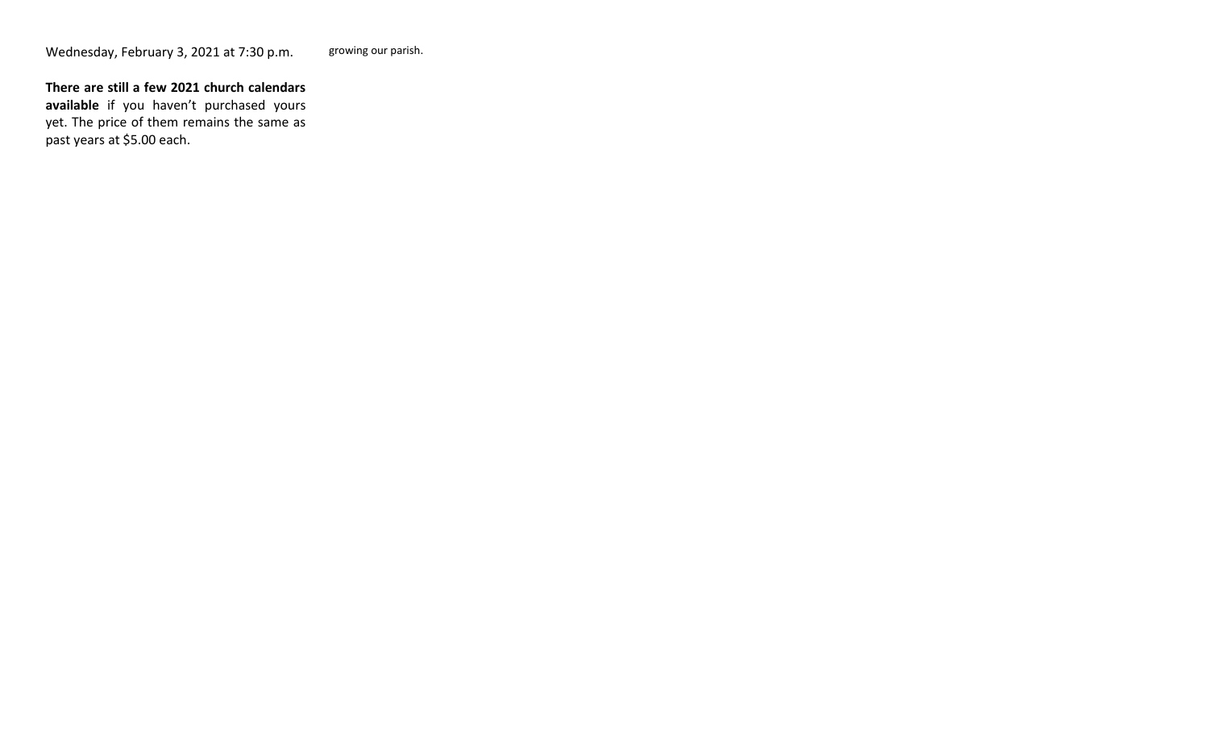Wednesday, February 3, 2021 at 7:30 p.m.

**There are still a few 2021 church calendars available** if you haven't purchased yours yet. The price of them remains the same as past years at $5.00 each.

growing our parish.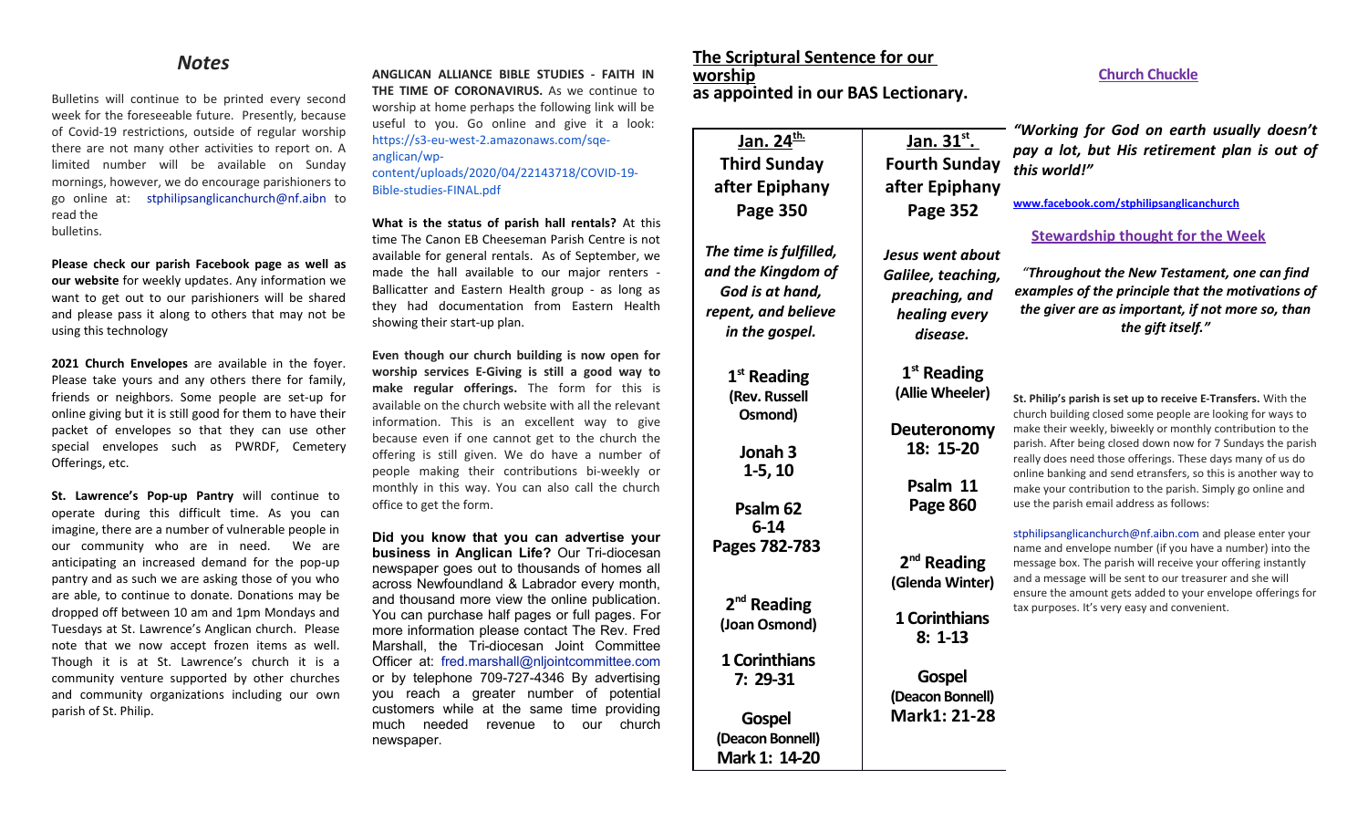## *Notes*

Bulletins will continue to be printed every second week for the foreseeable future. Presently, because of Covid-19 restrictions, outside of regular worship there are not many other activities to report on. A limited number will be available on Sunday mornings, however, we do encourage parishioners to go online at: stphilipsanglicanchurch@nf.aibn to read the bulletins.

**Please check our parish Facebook page as well as our website** for weekly updates. Any information we want to get out to our parishioners will be shared and please pass it along to others that may not be using this technology

**2021 Church Envelopes** are available in the foyer. Please take yours and any others there for family, friends or neighbors. Some people are set-up for online giving but it is still good for them to have their packet of envelopes so that they can use other special envelopes such as PWRDF, Cemetery Offerings, etc.

**St. Lawrence's Pop-up Pantry** will continue to operate during this difficult time. As you can imagine, there are a number of vulnerable people in our community who are in need. We are anticipating an increased demand for the pop-up pantry and as such we are asking those of you who are able, to continue to donate. Donations may be dropped off between 10 am and 1pm Mondays and Tuesdays at St. Lawrence's Anglican church. Please note that we now accept frozen items as well. Though it is at St. Lawrence's church it is a community venture supported by other churches and community organizations including our own parish of St. Philip.

**ANGLICAN ALLIANCE BIBLE STUDIES - FAITH IN THE TIME OF CORONAVIRUS.** As we continue to worship at home perhaps the following link will be useful to you. Go online and give it a look: https://s3-eu-west-2.amazonaws.com/sqe-anglican/wp-content/uploads/2020/04/22143718/COVID-19-Bible-studies-FINAL.pdf

**What is the status of parish hall rentals?** At this time The Canon EB Cheeseman Parish Centre is not available for general rentals. As of September, we made the hall available to our major renters - Ballicatter and Eastern Health group - as long as they had documentation from Eastern Health showing their start-up plan.

**Even though our church building is now open for worship services E-Giving is still a good way to make regular offerings.** The form for this is available on the church website with all the relevant information. This is an excellent way to give because even if one cannot get to the church the offering is still given. We do have a number of people making their contributions bi-weekly or monthly in this way. You can also call the church office to get the form.

**Did you know that you can advertise your business in Anglican Life?** Our Tri-diocesan newspaper goes out to thousands of homes all across Newfoundland & Labrador every month, and thousand more view the online publication. You can purchase half pages or full pages. For more information please contact The Rev. Fred Marshall, the Tri-diocesan Joint Committee Officer at: fred.marshall@nljointcommittee.com or by telephone 709-727-4346 By advertising you reach a greater number of potential customers while at the same time providing much needed revenue to our church newspaper.

## The Scriptural Sentence for our worship as appointed in our BAS Lectionary.

| Jan. 24th. Third Sunday after Epiphany Page 350 | Jan. 31st. Fourth Sunday after Epiphany Page 352 |
|---|---|
| *The time is fulfilled, and the Kingdom of God is at hand, repent, and believe in the gospel.* | *Jesus went about Galilee, teaching, preaching, and healing every disease.* |
| **1st Reading (Rev. Russell Osmond)** Jonah 3 1-5, 10 | **1st Reading (Allie Wheeler)** Deuteronomy 18: 15-20 |
| Psalm 62 6-14 Pages 782-783 | Psalm 11 Page 860 |
| **2nd Reading (Joan Osmond)** 1 Corinthians 7: 29-31 | **2nd Reading (Glenda Winter)** 1 Corinthians 8: 1-13 |
| **Gospel (Deacon Bonnell)** Mark 1: 14-20 | **Gospel (Deacon Bonnell)** Mark1: 21-28 |

### Church Chuckle

***"Working for God on earth usually doesn't pay a lot, but His retirement plan is out of this world!"***

www.facebook.com/stphilipsanglicanchurch

### Stewardship thought for the Week

***"Throughout the New Testament, one can find examples of the principle that the motivations of the giver are as important, if not more so, than the gift itself."***

**St. Philip's parish is set up to receive E-Transfers.** With the church building closed some people are looking for ways to make their weekly, biweekly or monthly contribution to the parish. After being closed down now for 7 Sundays the parish really does need those offerings. These days many of us do online banking and send etransfers, so this is another way to make your contribution to the parish. Simply go online and use the parish email address as follows:

stphilipsanglicanchurch@nf.aibn.com and please enter your name and envelope number (if you have a number) into the message box. The parish will receive your offering instantly and a message will be sent to our treasurer and she will ensure the amount gets added to your envelope offerings for tax purposes. It's very easy and convenient.